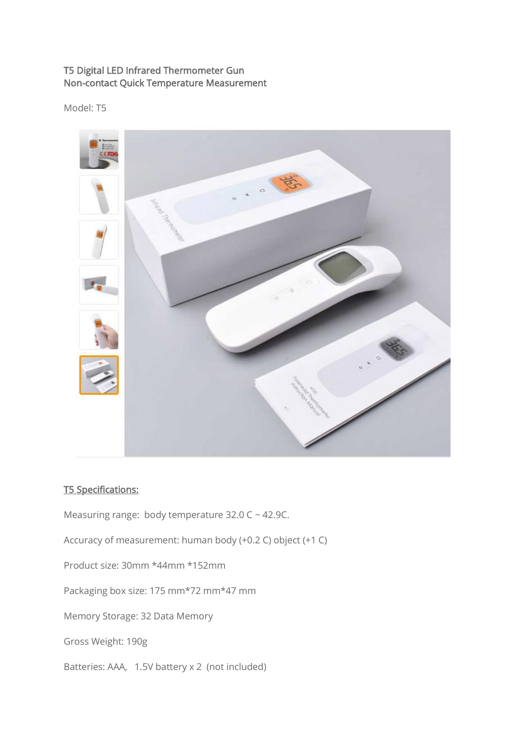# T5 Digital LED Infrared Thermometer Gun
# Non-contact Quick Temperature Measurement

Model: T5

## T5 Specifications:

Measuring range: body temperature 32.0 C ~ 42.9C.

Accuracy of measurement: human body (+0.2 C) object (+1 C)

Product size: 30mm *44mm *152mm

Packaging box size: 175 mm*72 mm*47 mm

Memory Storage: 32 Data Memory

Gross Weight: 190g

Batteries: AAA, 1.5V battery x 2 (not included)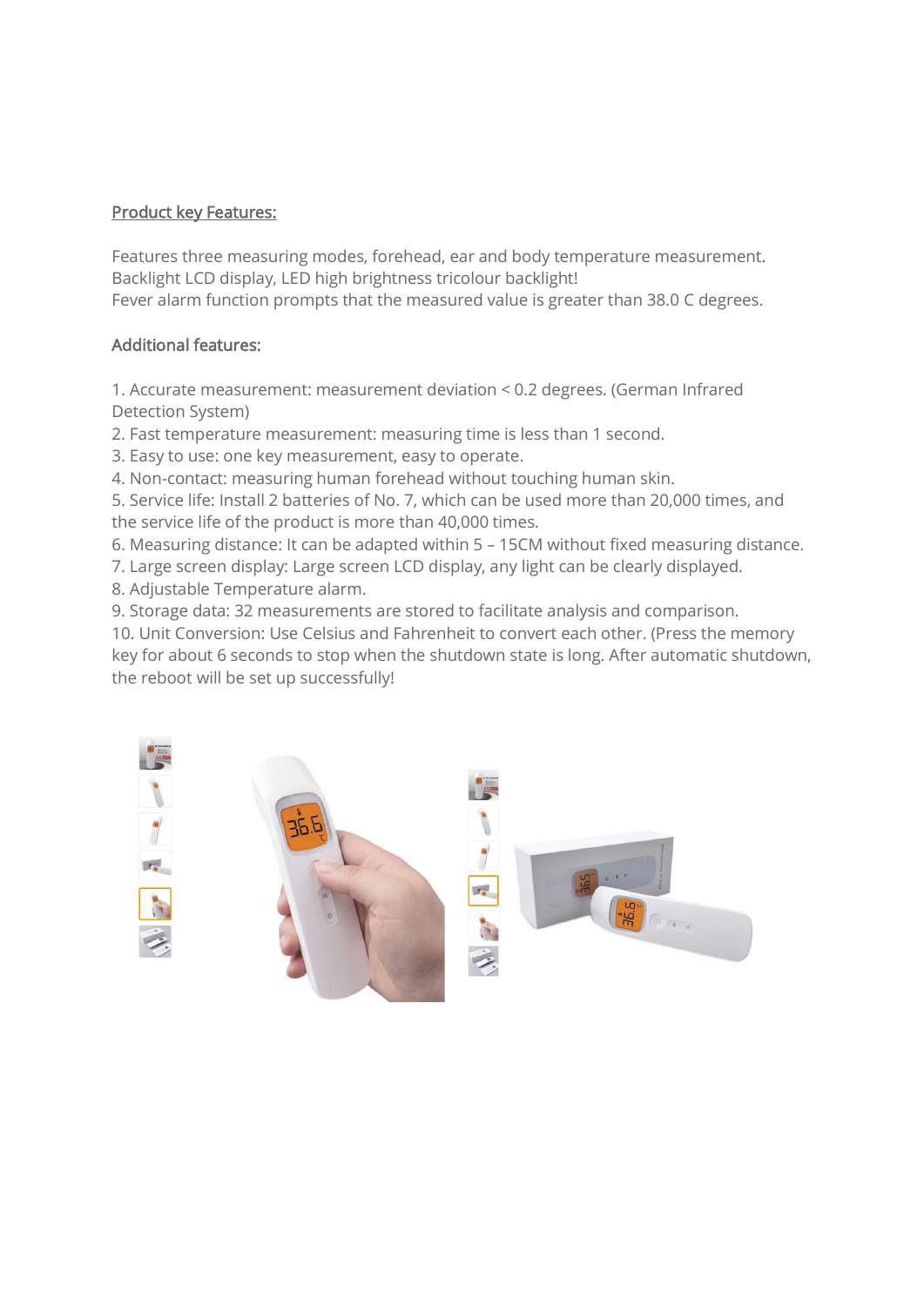## Product key Features:

Features three measuring modes, forehead, ear and body temperature measurement.
Backlight LCD display, LED high brightness tricolour backlight!
Fever alarm function prompts that the measured value is greater than 38.0 C degrees.

### Additional features:

1. Accurate measurement: measurement deviation < 0.2 degrees. (German Infrared Detection System)
2. Fast temperature measurement: measuring time is less than 1 second.
3. Easy to use: one key measurement, easy to operate.
4. Non-contact: measuring human forehead without touching human skin.
5. Service life: Install 2 batteries of No. 7, which can be used more than 20,000 times, and the service life of the product is more than 40,000 times.
6. Measuring distance: It can be adapted within 5 – 15CM without fixed measuring distance.
7. Large screen display: Large screen LCD display, any light can be clearly displayed.
8. Adjustable Temperature alarm.
9. Storage data: 32 measurements are stored to facilitate analysis and comparison.
10. Unit Conversion: Use Celsius and Fahrenheit to convert each other. (Press the memory key for about 6 seconds to stop when the shutdown state is long. After automatic shutdown, the reboot will be set up successfully!